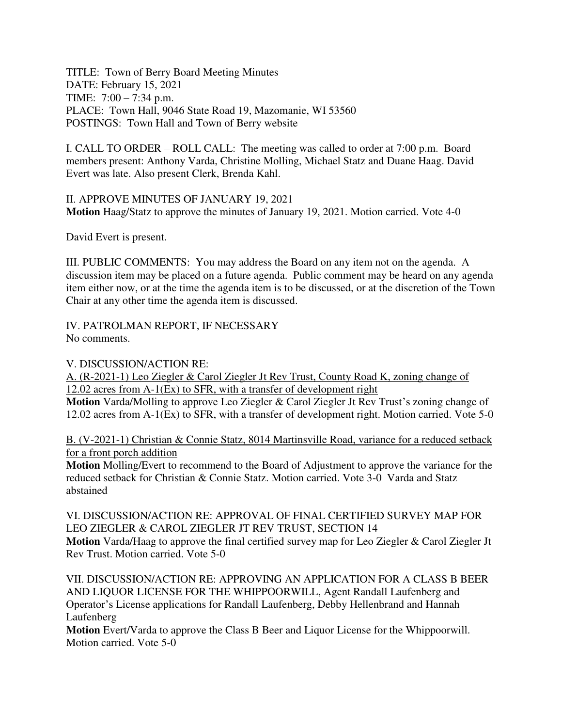TITLE: Town of Berry Board Meeting Minutes
DATE: February 15, 2021
TIME: 7:00 – 7:34 p.m.
PLACE: Town Hall, 9046 State Road 19, Mazomanie, WI 53560
POSTINGS: Town Hall and Town of Berry website

I. CALL TO ORDER – ROLL CALL: The meeting was called to order at 7:00 p.m. Board members present: Anthony Varda, Christine Molling, Michael Statz and Duane Haag. David Evert was late. Also present Clerk, Brenda Kahl.

II. APPROVE MINUTES OF JANUARY 19, 2021
**Motion** Haag/Statz to approve the minutes of January 19, 2021. Motion carried. Vote 4-0

David Evert is present.

III. PUBLIC COMMENTS: You may address the Board on any item not on the agenda. A discussion item may be placed on a future agenda. Public comment may be heard on any agenda item either now, or at the time the agenda item is to be discussed, or at the discretion of the Town Chair at any other time the agenda item is discussed.

IV. PATROLMAN REPORT, IF NECESSARY
No comments.

V. DISCUSSION/ACTION RE:
A. (R-2021-1) Leo Ziegler & Carol Ziegler Jt Rev Trust, County Road K, zoning change of 12.02 acres from A-1(Ex) to SFR, with a transfer of development right
**Motion** Varda/Molling to approve Leo Ziegler & Carol Ziegler Jt Rev Trust's zoning change of 12.02 acres from A-1(Ex) to SFR, with a transfer of development right. Motion carried. Vote 5-0

B. (V-2021-1) Christian & Connie Statz, 8014 Martinsville Road, variance for a reduced setback for a front porch addition
**Motion** Molling/Evert to recommend to the Board of Adjustment to approve the variance for the reduced setback for Christian & Connie Statz. Motion carried. Vote 3-0 Varda and Statz abstained

VI. DISCUSSION/ACTION RE: APPROVAL OF FINAL CERTIFIED SURVEY MAP FOR LEO ZIEGLER & CAROL ZIEGLER JT REV TRUST, SECTION 14
**Motion** Varda/Haag to approve the final certified survey map for Leo Ziegler & Carol Ziegler Jt Rev Trust. Motion carried. Vote 5-0

VII. DISCUSSION/ACTION RE: APPROVING AN APPLICATION FOR A CLASS B BEER AND LIQUOR LICENSE FOR THE WHIPPOORWILL, Agent Randall Laufenberg and Operator's License applications for Randall Laufenberg, Debby Hellenbrand and Hannah Laufenberg
**Motion** Evert/Varda to approve the Class B Beer and Liquor License for the Whippoorwill. Motion carried. Vote 5-0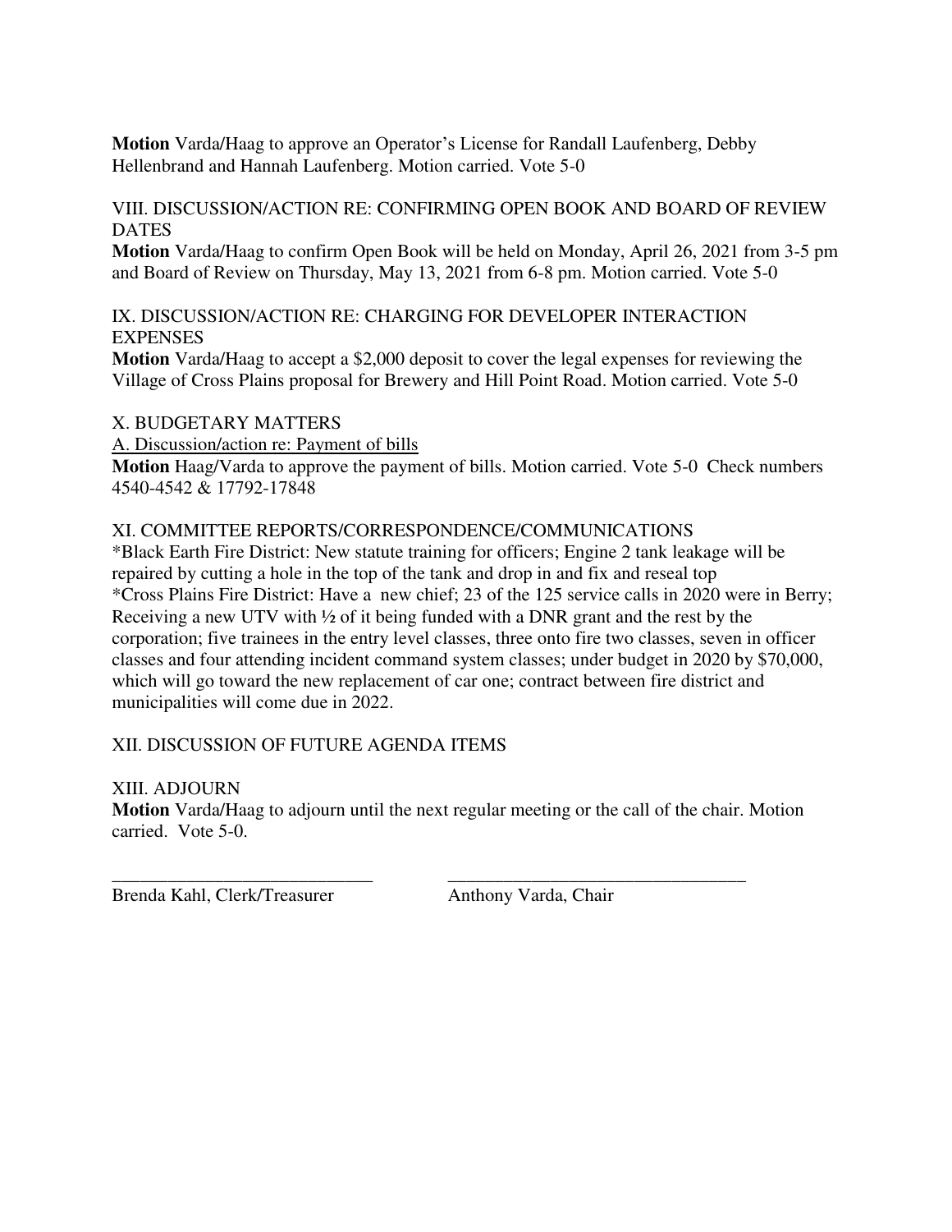**Motion** Varda/Haag to approve an Operator's License for Randall Laufenberg, Debby Hellenbrand and Hannah Laufenberg. Motion carried. Vote 5-0

VIII. DISCUSSION/ACTION RE: CONFIRMING OPEN BOOK AND BOARD OF REVIEW DATES

**Motion** Varda/Haag to confirm Open Book will be held on Monday, April 26, 2021 from 3-5 pm and Board of Review on Thursday, May 13, 2021 from 6-8 pm. Motion carried. Vote 5-0

IX. DISCUSSION/ACTION RE: CHARGING FOR DEVELOPER INTERACTION EXPENSES

**Motion** Varda/Haag to accept a $2,000 deposit to cover the legal expenses for reviewing the Village of Cross Plains proposal for Brewery and Hill Point Road. Motion carried. Vote 5-0

X. BUDGETARY MATTERS

A. Discussion/action re: Payment of bills

**Motion** Haag/Varda to approve the payment of bills. Motion carried. Vote 5-0 Check numbers 4540-4542 & 17792-17848

XI. COMMITTEE REPORTS/CORRESPONDENCE/COMMUNICATIONS

*Black Earth Fire District: New statute training for officers; Engine 2 tank leakage will be repaired by cutting a hole in the top of the tank and drop in and fix and reseal top
*Cross Plains Fire District: Have a new chief; 23 of the 125 service calls in 2020 were in Berry; Receiving a new UTV with ½ of it being funded with a DNR grant and the rest by the corporation; five trainees in the entry level classes, three onto fire two classes, seven in officer classes and four attending incident command system classes; under budget in 2020 by $70,000, which will go toward the new replacement of car one; contract between fire district and municipalities will come due in 2022.

XII. DISCUSSION OF FUTURE AGENDA ITEMS

XIII. ADJOURN

**Motion** Varda/Haag to adjourn until the next regular meeting or the call of the chair. Motion carried. Vote 5-0.

_____________________________ _________________________________

Brenda Kahl, Clerk/Treasurer Anthony Varda, Chair